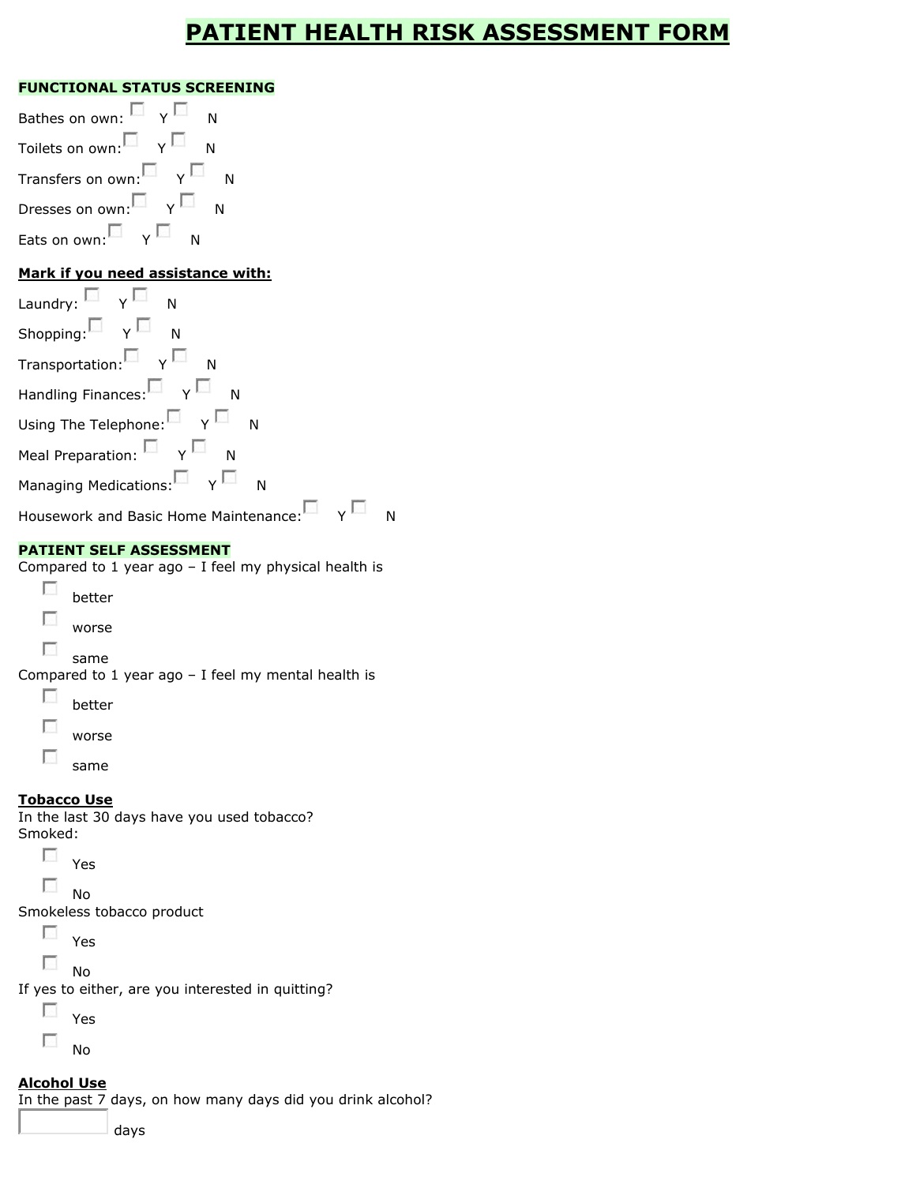# PATIENT HEALTH RISK ASSESSMENT FORM

## FUNCTIONAL STATUS SCREENING

Bathes on own: ☐ Y ☐ N

Toilets on own: ☐ Y ☐ N

Transfers on own: ☐ Y ☐ N

Dresses on own: ☐ Y ☐ N

Eats on own: ☐ Y ☐ N

**Mark if you need assistance with:**

Laundry: ☐ Y ☐ N

Shopping: ☐ Y ☐ N

Transportation: ☐ Y ☐ N

Handling Finances: ☐ Y ☐ N

Using The Telephone: ☐ Y ☐ N

Meal Preparation: ☐ Y ☐ N

Managing Medications: ☐ Y ☐ N

Housework and Basic Home Maintenance: ☐ Y ☐ N

## PATIENT SELF ASSESSMENT

Compared to 1 year ago – I feel my physical health is

- ☐ better
- ☐ worse
- ☐ same

Compared to 1 year ago – I feel my mental health is

- ☐ better
- ☐ worse
- ☐ same

**Tobacco Use**

In the last 30 days have you used tobacco?

Smoked:

- ☐ Yes
- ☐ No

Smokeless tobacco product

- ☐ Yes
- ☐ No

If yes to either, are you interested in quitting?

- ☐ Yes
- ☐ No

**Alcohol Use**

In the past 7 days, on how many days did you drink alcohol?

______ days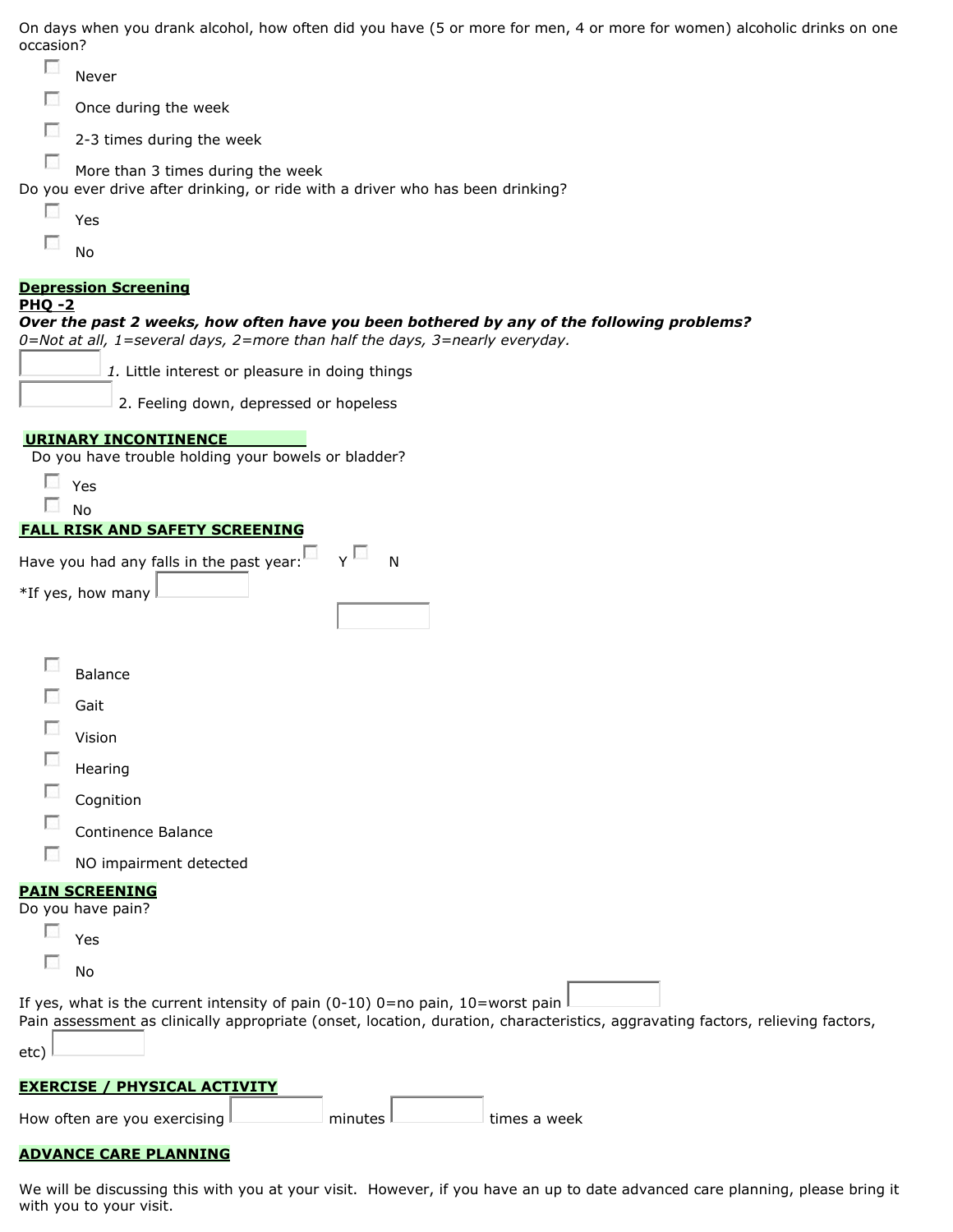On days when you drank alcohol, how often did you have (5 or more for men, 4 or more for women) alcoholic drinks on one occasion?

- ☐ Never
- ☐ Once during the week
- ☐ 2-3 times during the week
- ☐ More than 3 times during the week

Do you ever drive after drinking, or ride with a driver who has been drinking?

- ☐ Yes
- ☐ No

**Depression Screening**

**PHQ -2**

***Over the past 2 weeks, how often have you been bothered by any of the following problems?***

*0=Not at all, 1=several days, 2=more than half the days, 3=nearly everyday.*

\_\_\_\_\_ *1.* Little interest or pleasure in doing things

\_\_\_\_\_ 2. Feeling down, depressed or hopeless

**URINARY INCONTINENCE**

Do you have trouble holding your bowels or bladder?

- ☐ Yes
- ☐ No

**FALL RISK AND SAFETY SCREENING**

Have you had any falls in the past year: ☐ Y ☐ N

*If yes, how many \_\_\_\_\_

\_\_\_\_\_

- ☐ Balance
- ☐ Gait
- ☐ Vision
- ☐ Hearing
- ☐ Cognition
- ☐ Continence Balance
- ☐ NO impairment detected

**PAIN SCREENING**

Do you have pain?

- ☐ Yes
- ☐ No

If yes, what is the current intensity of pain (0-10) 0=no pain, 10=worst pain \_\_\_\_\_

Pain assessment as clinically appropriate (onset, location, duration, characteristics, aggravating factors, relieving factors, etc) \_\_\_\_\_

**EXERCISE / PHYSICAL ACTIVITY**

How often are you exercising \_\_\_\_\_ minutes \_\_\_\_\_ times a week

**ADVANCE CARE PLANNING**

We will be discussing this with you at your visit. However, if you have an up to date advanced care planning, please bring it with you to your visit.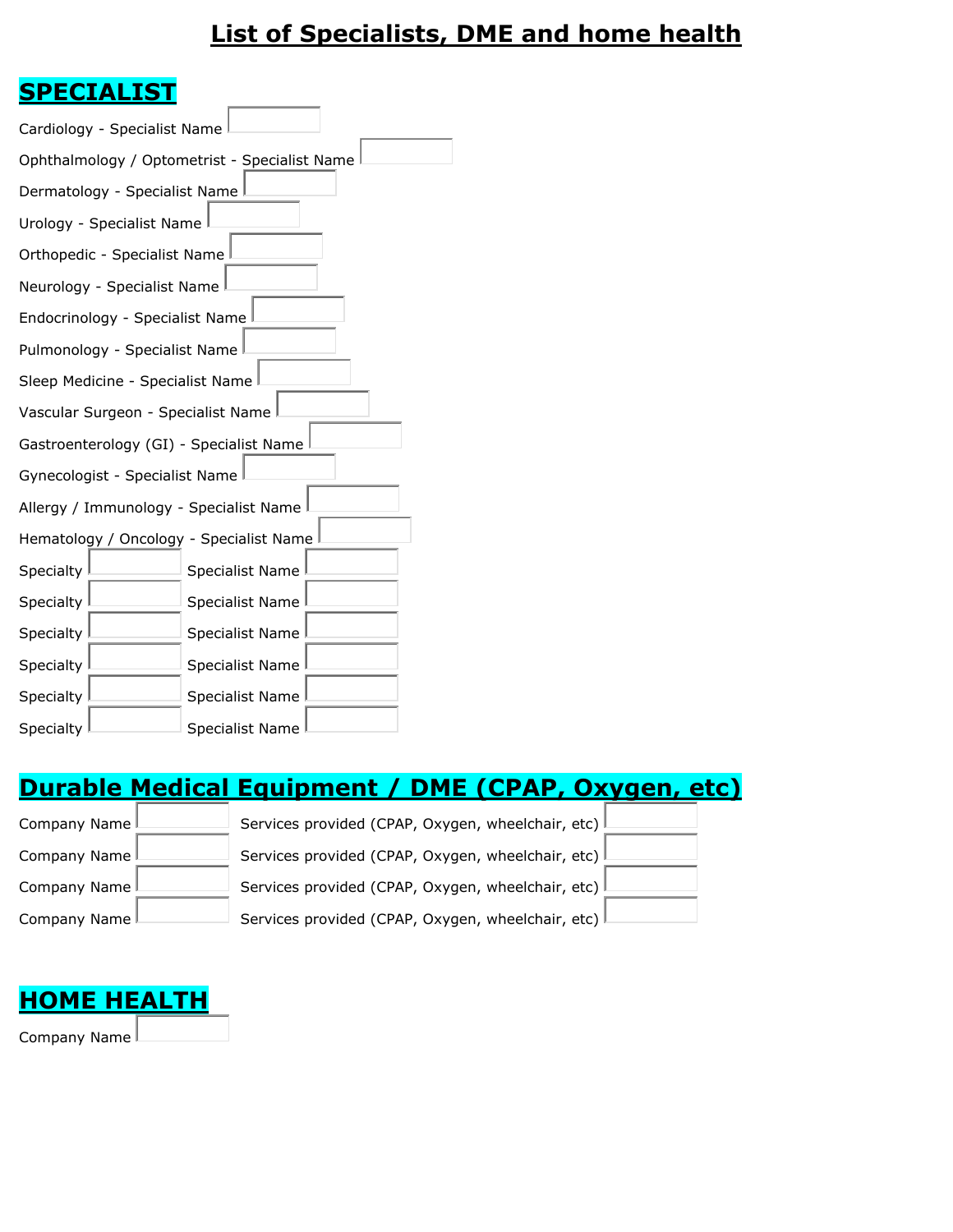# List of Specialists, DME and home health

## SPECIALIST

Cardiology - Specialist Name

Ophthalmology / Optometrist - Specialist Name

Dermatology - Specialist Name

Urology - Specialist Name

Orthopedic - Specialist Name

Neurology - Specialist Name

Endocrinology - Specialist Name

Pulmonology - Specialist Name

Sleep Medicine - Specialist Name

Vascular Surgeon - Specialist Name

Gastroenterology (GI) - Specialist Name

Gynecologist - Specialist Name

Allergy / Immunology - Specialist Name

Hematology / Oncology - Specialist Name

Specialty  Specialist Name

Specialty  Specialist Name

Specialty  Specialist Name

Specialty  Specialist Name

Specialty  Specialist Name

Specialty  Specialist Name

## Durable Medical Equipment / DME (CPAP, Oxygen, etc)

Company Name  Services provided (CPAP, Oxygen, wheelchair, etc)

Company Name  Services provided (CPAP, Oxygen, wheelchair, etc)

Company Name  Services provided (CPAP, Oxygen, wheelchair, etc)

Company Name  Services provided (CPAP, Oxygen, wheelchair, etc)

## HOME HEALTH

Company Name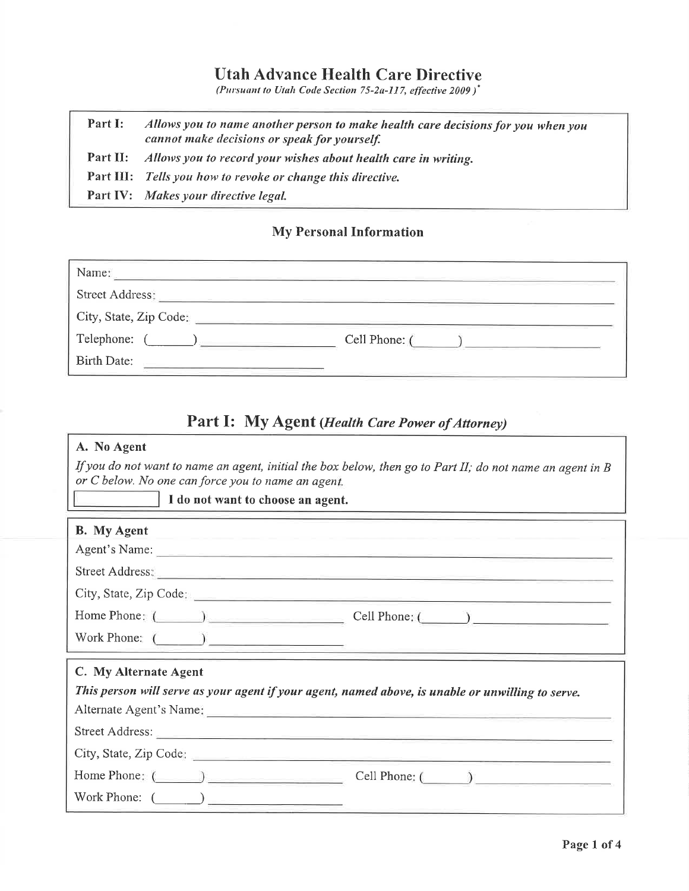# Utah Advance Health Care Directive

*(Pursuant to Utah Code Section 75-2a-117, effective 2009 )**

| | |
|---|---|
| **Part I:** | ***Allows you to name another person to make health care decisions for you when you cannot make decisions or speak for yourself.*** |
| **Part II:** | ***Allows you to record your wishes about health care in writing.*** |
| **Part III:** | ***Tells you how to revoke or change this directive.*** |
| **Part IV:** | ***Makes your directive legal.*** |

## My Personal Information

Name: ______________________________

Street Address: ______________________________

City, State, Zip Code: ______________________________

Telephone: (______) ______________ Cell Phone: (______) ______________

Birth Date: ______________

## Part I: My Agent *(Health Care Power of Attorney)*

### A. No Agent

*If you do not want to name an agent, initial the box below, then go to Part II; do not name an agent in B or C below. No one can force you to name an agent.*

[ ] **I do not want to choose an agent.**

### B. My Agent

Agent's Name: ______________________________

Street Address: ______________________________

City, State, Zip Code: ______________________________

Home Phone: (______) ______________ Cell Phone: (______) ______________

Work Phone: (______) ______________

### C. My Alternate Agent

***This person will serve as your agent if your agent, named above, is unable or unwilling to serve.***

Alternate Agent's Name: ______________________________

Street Address: ______________________________

City, State, Zip Code: ______________________________

Home Phone: (______) ______________ Cell Phone: (______) ______________

Work Phone: (______) ______________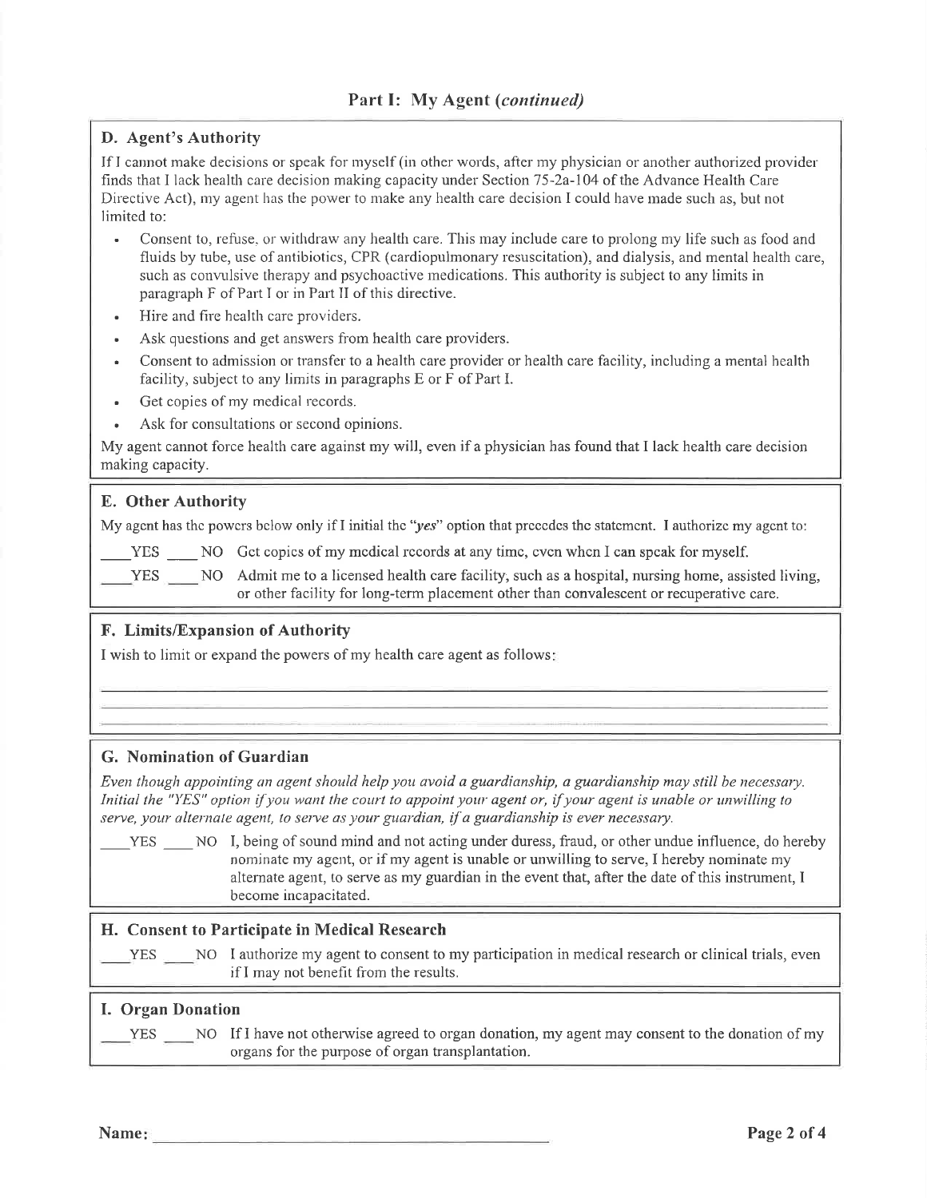## Part I: My Agent *(continued)*

### D. Agent's Authority

If I cannot make decisions or speak for myself (in other words, after my physician or another authorized provider finds that I lack health care decision making capacity under Section 75-2a-104 of the Advance Health Care Directive Act), my agent has the power to make any health care decision I could have made such as, but not limited to:

- Consent to, refuse, or withdraw any health care. This may include care to prolong my life such as food and fluids by tube, use of antibiotics, CPR (cardiopulmonary resuscitation), and dialysis, and mental health care, such as convulsive therapy and psychoactive medications. This authority is subject to any limits in paragraph F of Part I or in Part II of this directive.
- Hire and fire health care providers.
- Ask questions and get answers from health care providers.
- Consent to admission or transfer to a health care provider or health care facility, including a mental health facility, subject to any limits in paragraphs E or F of Part I.
- Get copies of my medical records.
- Ask for consultations or second opinions.

My agent cannot force health care against my will, even if a physician has found that I lack health care decision making capacity.

### E. Other Authority

My agent has the powers below only if I initial the "*yes*" option that precedes the statement. I authorize my agent to:

\_\_\_YES \_\_\_ NO Get copies of my medical records at any time, even when I can speak for myself.

\_\_\_YES \_\_\_ NO Admit me to a licensed health care facility, such as a hospital, nursing home, assisted living, or other facility for long-term placement other than convalescent or recuperative care.

### F. Limits/Expansion of Authority

I wish to limit or expand the powers of my health care agent as follows:

\_\_\_\_\_\_\_\_\_\_\_\_\_\_\_\_\_\_\_\_\_\_\_\_\_\_\_\_\_\_\_\_\_\_\_\_\_\_\_\_\_\_\_\_\_\_\_\_\_\_\_\_\_\_\_\_\_\_\_\_

\_\_\_\_\_\_\_\_\_\_\_\_\_\_\_\_\_\_\_\_\_\_\_\_\_\_\_\_\_\_\_\_\_\_\_\_\_\_\_\_\_\_\_\_\_\_\_\_\_\_\_\_\_\_\_\_\_\_\_\_

\_\_\_\_\_\_\_\_\_\_\_\_\_\_\_\_\_\_\_\_\_\_\_\_\_\_\_\_\_\_\_\_\_\_\_\_\_\_\_\_\_\_\_\_\_\_\_\_\_\_\_\_\_\_\_\_\_\_\_\_

### G. Nomination of Guardian

*Even though appointing an agent should help you avoid a guardianship, a guardianship may still be necessary. Initial the "YES" option if you want the court to appoint your agent or, if your agent is unable or unwilling to serve, your alternate agent, to serve as your guardian, if a guardianship is ever necessary.*

\_\_\_YES \_\_\_ NO I, being of sound mind and not acting under duress, fraud, or other undue influence, do hereby nominate my agent, or if my agent is unable or unwilling to serve, I hereby nominate my alternate agent, to serve as my guardian in the event that, after the date of this instrument, I become incapacitated.

### H. Consent to Participate in Medical Research

\_\_\_YES \_\_\_ NO I authorize my agent to consent to my participation in medical research or clinical trials, even if I may not benefit from the results.

### I. Organ Donation

\_\_\_YES \_\_\_ NO If I have not otherwise agreed to organ donation, my agent may consent to the donation of my organs for the purpose of organ transplantation.

**Name:** \_\_\_\_\_\_\_\_\_\_\_\_\_\_\_\_\_\_\_\_\_\_\_\_\_\_\_\_\_\_\_\_\_\_\_\_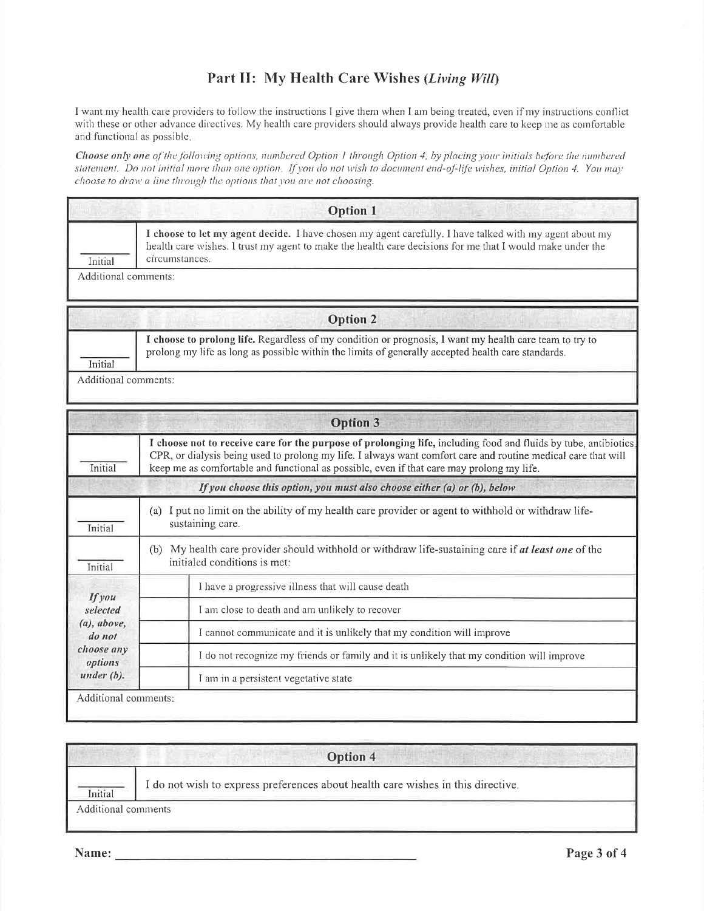## Part II: My Health Care Wishes (*Living Will*)

I want my health care providers to follow the instructions I give them when I am being treated, even if my instructions conflict with these or other advance directives. My health care providers should always provide health care to keep me as comfortable and functional as possible.

***Choose only one** of the following options, numbered Option 1 through Option 4, by placing your initials before the numbered statement. Do not initial more than one option. If you do not wish to document end-of-life wishes, initial Option 4. You may choose to draw a line through the options that you are not choosing.*

| | **Option 1** |
|---|---|
| ______ Initial | **I choose to let my agent decide.** I have chosen my agent carefully. I have talked with my agent about my health care wishes. I trust my agent to make the health care decisions for me that I would make under the circumstances. |
| Additional comments: | |

| | **Option 2** |
|---|---|
| ______ Initial | **I choose to prolong life.** Regardless of my condition or prognosis, I want my health care team to try to prolong my life as long as possible within the limits of generally accepted health care standards. |
| Additional comments: | |

| | | **Option 3** |
|---|---|---|
| ______ Initial | | **I choose not to receive care for the purpose of prolonging life,** including food and fluids by tube, antibiotics, CPR, or dialysis being used to prolong my life. I always want comfort care and routine medical care that will keep me as comfortable and functional as possible, even if that care may prolong my life. |
| | | ***If you choose this option, you must also choose either (a) or (b), below*** |
| ______ Initial | | (a) I put no limit on the ability of my health care provider or agent to withhold or withdraw life-sustaining care. |
| ______ Initial | | (b) My health care provider should withhold or withdraw life-sustaining care if ***at least one*** of the initialed conditions is met: |
| ***If you selected (a), above, do not choose any options under (b).*** | | I have a progressive illness that will cause death |
| | | I am close to death and am unlikely to recover |
| | | I cannot communicate and it is unlikely that my condition will improve |
| | | I do not recognize my friends or family and it is unlikely that my condition will improve |
| | | I am in a persistent vegetative state |
| Additional comments: | | |

| | **Option 4** |
|---|---|
| ______ Initial | I do not wish to express preferences about health care wishes in this directive. |
| Additional comments | |

**Name:** ________________________________________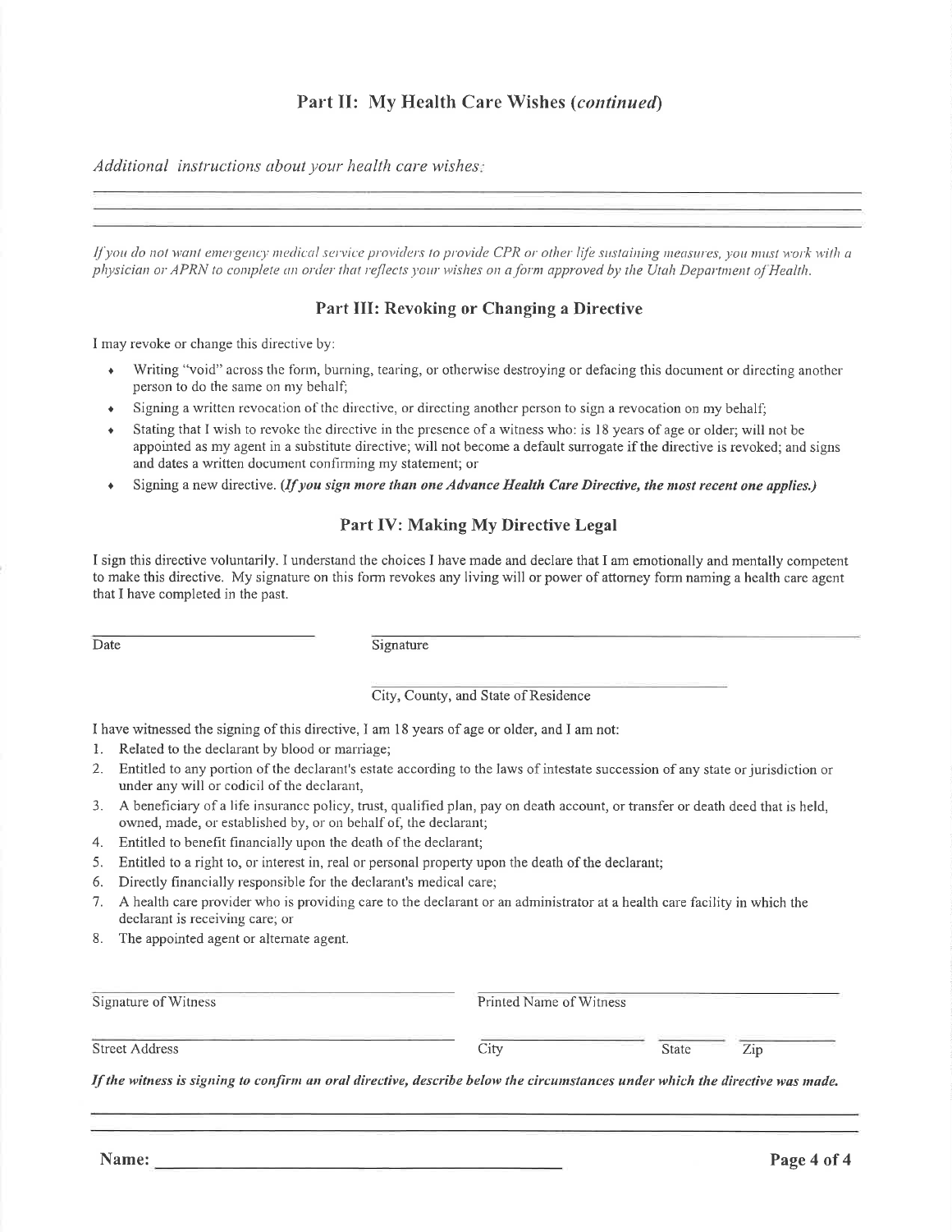## Part II: My Health Care Wishes (*continued*)

*Additional instructions about your health care wishes:*

______________________________________________________________________

______________________________________________________________________

*If you do not want emergency medical service providers to provide CPR or other life sustaining measures, you must work with a physician or APRN to complete an order that reflects your wishes on a form approved by the Utah Department of Health.*

## Part III: Revoking or Changing a Directive

I may revoke or change this directive by:

- Writing "void" across the form, burning, tearing, or otherwise destroying or defacing this document or directing another person to do the same on my behalf;
- Signing a written revocation of the directive, or directing another person to sign a revocation on my behalf;
- Stating that I wish to revoke the directive in the presence of a witness who: is 18 years of age or older; will not be appointed as my agent in a substitute directive; will not become a default surrogate if the directive is revoked; and signs and dates a written document confirming my statement; or
- Signing a new directive. ***(If you sign more than one Advance Health Care Directive, the most recent one applies.)***

## Part IV: Making My Directive Legal

I sign this directive voluntarily. I understand the choices I have made and declare that I am emotionally and mentally competent to make this directive. My signature on this form revokes any living will or power of attorney form naming a health care agent that I have completed in the past.

______________________ Date

______________________ Signature

______________________ City, County, and State of Residence

I have witnessed the signing of this directive, I am 18 years of age or older, and I am not:

1. Related to the declarant by blood or marriage;
2. Entitled to any portion of the declarant's estate according to the laws of intestate succession of any state or jurisdiction or under any will or codicil of the declarant,
3. A beneficiary of a life insurance policy, trust, qualified plan, pay on death account, or transfer or death deed that is held, owned, made, or established by, or on behalf of, the declarant;
4. Entitled to benefit financially upon the death of the declarant;
5. Entitled to a right to, or interest in, real or personal property upon the death of the declarant;
6. Directly financially responsible for the declarant's medical care;
7. A health care provider who is providing care to the declarant or an administrator at a health care facility in which the declarant is receiving care; or
8. The appointed agent or alternate agent.

______________________ Signature of Witness

______________________ Printed Name of Witness

______________________ Street Address

______________________ City ________ State ________ Zip

***If the witness is signing to confirm an oral directive, describe below the circumstances under which the directive was made.***

______________________________________________________________________

______________________________________________________________________

**Name:** ______________________